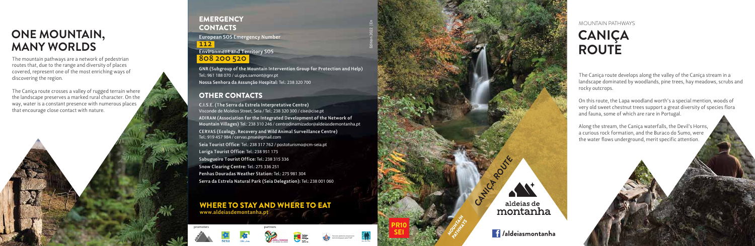# ONE MOUNTAIN, MANY WORLDS

The mountain pathways are a network of pedestrian routes that, due to the range and diversity of places covered, represent one of the most enriching ways of discovering the region.

The Caniça route crosses a valley of rugged terrain where the landscape preserves a marked rural character. On the way, water is a constant presence with numerous places that encourage close contact with nature.

## EMERGENCY CONTACTS

**European SOS Emergency Number**

**112**

**Environment and Territory SOS**

**808 200 520**

**GNR (Subgroup of the Mountain Intervention Group for Protection and Help)** Tel.: 961 188 070 / ui.gips.samont@gnr.pt

**Nossa Senhora da Assunção Hospital:** Tel.: 238 320 700

## OTHER CONTACTS

**C.I.S.E. (The Serra da Estrela Interpretative Centre)** Visconde de Molelos Street, Seia / Tel.: 238 320 300 / cise@cise.pt

**ADIRAM (Association for the Integrated Development of the Network of Mountain Villages)** Tel.: 238 310 246 / centrodinamizador@aldeiasdemontanha.pt

**CERVAS (Ecology, Recovery and Wild Animal Surveillance Centre)** Tel.: 919 457 984 / cervas.pnse@gmail.com

**Seia Tourist Office:** Tel.: 238 317 762 / postoturismo@cm-seia.pt

**Loriga Tourist Office:** Tel.: 238 951 175

**Sabugueiro Tourist Office:** Tel.: 238 315 336

**Snow Clearing Centre:** Tel.: 275 336 251

**Penhas Douradas Weather Station:** Tel.: 275 981 304

**Serra da Estrela Natural Park (Seia Delegation):** Tel.: 238 001 060

## WHERE TO STAY AND WHERE TO EAT

www.aldeiasdemontanha.pt

promoters partners

Edition 2022 | En

CANIÇA ROUTE

MOUNTAIN PATHWAYS

PR10 SEI

aldeias de montanha

/aldeiasmontanha

MOUNTAIN PATHWAYS

# CANIÇA ROUTE

The Caniça route develops along the valley of the Caniça stream in a landscape dominated by woodlands, pine trees, hay meadows, scrubs and rocky outcrops.

On this route, the Lapa woodland worth's a special mention, woods of very old sweet chestnut trees support a great diversity of species flora and fauna, some of which are rare in Portugal.

Along the stream, the Caniça waterfalls, the Devil's Horns, a curious rock formation, and the Buraco do Sumo, were the water flows underground, merit specific attention.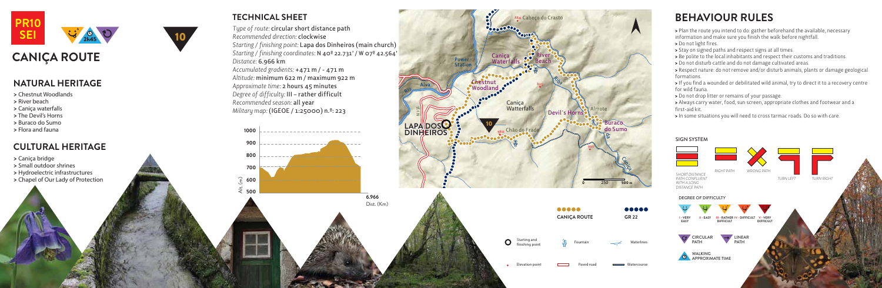**PR10 SEI**

2h45

10

# CANIÇA ROUTE

## NATURAL HERITAGE

- Chestnut Woodlands
- River beach
- Caniça waterfalls
- The Devil's Horns
- Buraco do Sumo
- Flora and fauna

## CULTURAL HERITAGE

- Caniça bridge
- Small outdoor shrines
- Hydroelectric infrastructures
- Chapel of Our Lady of Protection

## TECHNICAL SHEET

*Type of route:* circular short distance path
*Recommended direction:* clockwise
*Starting / finishing point:* Lapa dos Dinheiros (main church)
*Starting / finishing coordinates:* N 40º 22.731' / W 07º 42.564'
*Distance:* 6.966 km
*Accumulated gradients:* +471 m / - 471 m
*Altitude:* minimum 622 m / maximum 922 m
*Approximate time:* 2 hours 45 minutes
*Degree of difficulty:* III – rather difficult
*Recommended season:* all year
*Military map:* (IGEOE / 1:25000) n.º: 223

1000
900
800
700
600
500
Alt. (m)
6.966
Dist. (Km)

Cabeço do Crasto
Power Station
Caniça Waterfalls
River Beach
Chestnut Woodland
Alva
Caniça Watterfalls
Devil's Horns
Alrrote
Buraco do Sumo
LAPA DOS DINHEIROS
10
Chão do Frade
N 231
0 250 500 m

CANIÇA ROUTE
GR 22

Starting and finishing point
Fountain
Waterlines
Elevation point
Paved road
Watercourse

## BEHAVIOUR RULES

- Plan the route you intend to do: gather beforehand the available, necessary information and make sure you finish the walk before nightfall.
- Do not light fires.
- Stay on signed paths and respect signs at all times.
- Be polite to the local inhabitants and respect their customs and traditions.
- Do not disturb cattle and do not damage cultivated areas.
- Respect nature: do not remove and/or disturb animals, plants or damage geological formations.
- If you find a wounded or debilitated wild animal, try to direct it to a recovery centre for wild fauna.
- Do not drop litter or remains of your passage.
- Always carry water, food, sun screen, appropriate clothes and footwear and a first-aid kit.
- In some situations you will need to cross tarmac roads. Do so with care.

### SIGN SYSTEM

SHORT DISTANCE PATH CONFLUENT WITH A LONG DISTANCE PATH
RIGHT PATH
WRONG PATH
TURN LEFT
TURN RIGHT

### DEGREE OF DIFFICULTY

I - VERY EASY
II - EASY
III - RATHER DIFFICULT
IV - DIFFICULT
V - VERY DIFFICULT

CIRCULAR PATH
LINEAR PATH
WALKING APPROXIMATE TIME